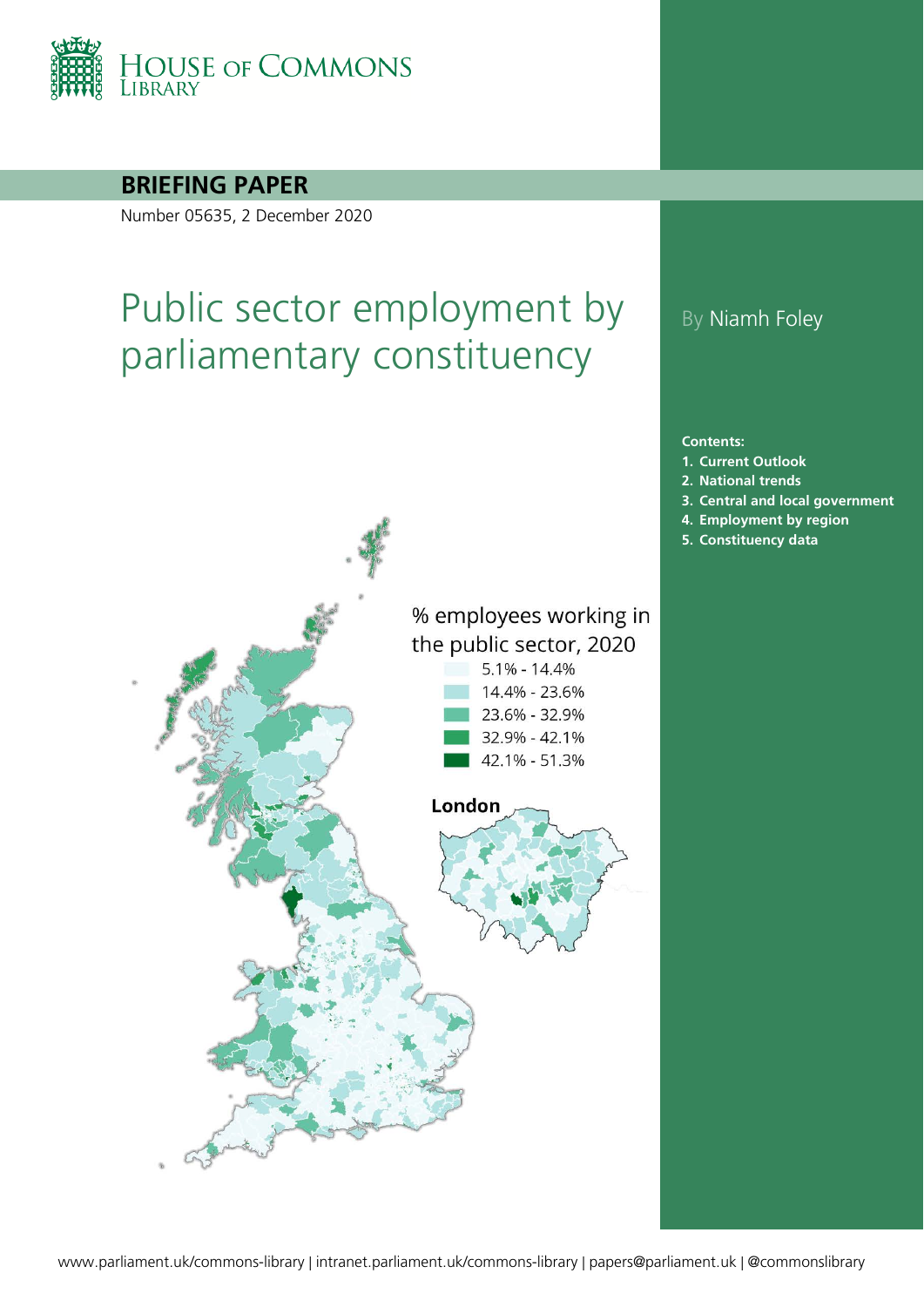HOUSE OF COMMONS LIBRARY

**BRIEFING PAPER**

Number 05635, 2 December 2020

# Public sector employment by parliamentary constituency

By Niamh Foley

% employees working in the public sector, 2020

- 5.1% - 14.4%
- 14.4% - 23.6%
- 23.6% - 32.9%
- 32.9% - 42.1%
- 42.1% - 51.3%

**London**

**Contents:**

1. **Current Outlook**
2. **National trends**
3. **Central and local government**
4. **Employment by region**
5. **Constituency data**

www.parliament.uk/commons-library | intranet.parliament.uk/commons-library | papers@parliament.uk | @commonslibrary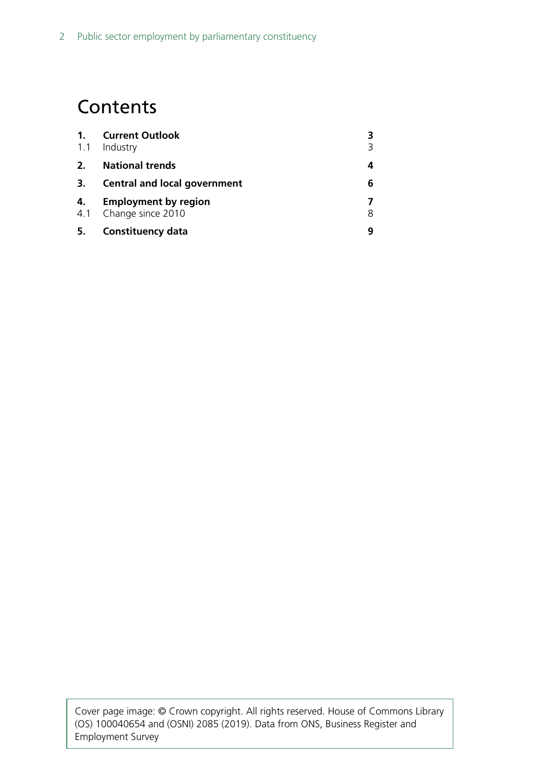# Contents

| | | |
|---|---|---|
| **1.** | **Current Outlook** | **3** |
| 1.1 | Industry | 3 |
| **2.** | **National trends** | **4** |
| **3.** | **Central and local government** | **6** |
| **4.** | **Employment by region** | **7** |
| 4.1 | Change since 2010 | 8 |
| **5.** | **Constituency data** | **9** |

Cover page image: © Crown copyright. All rights reserved. House of Commons Library (OS) 100040654 and (OSNI) 2085 (2019). Data from ONS, Business Register and Employment Survey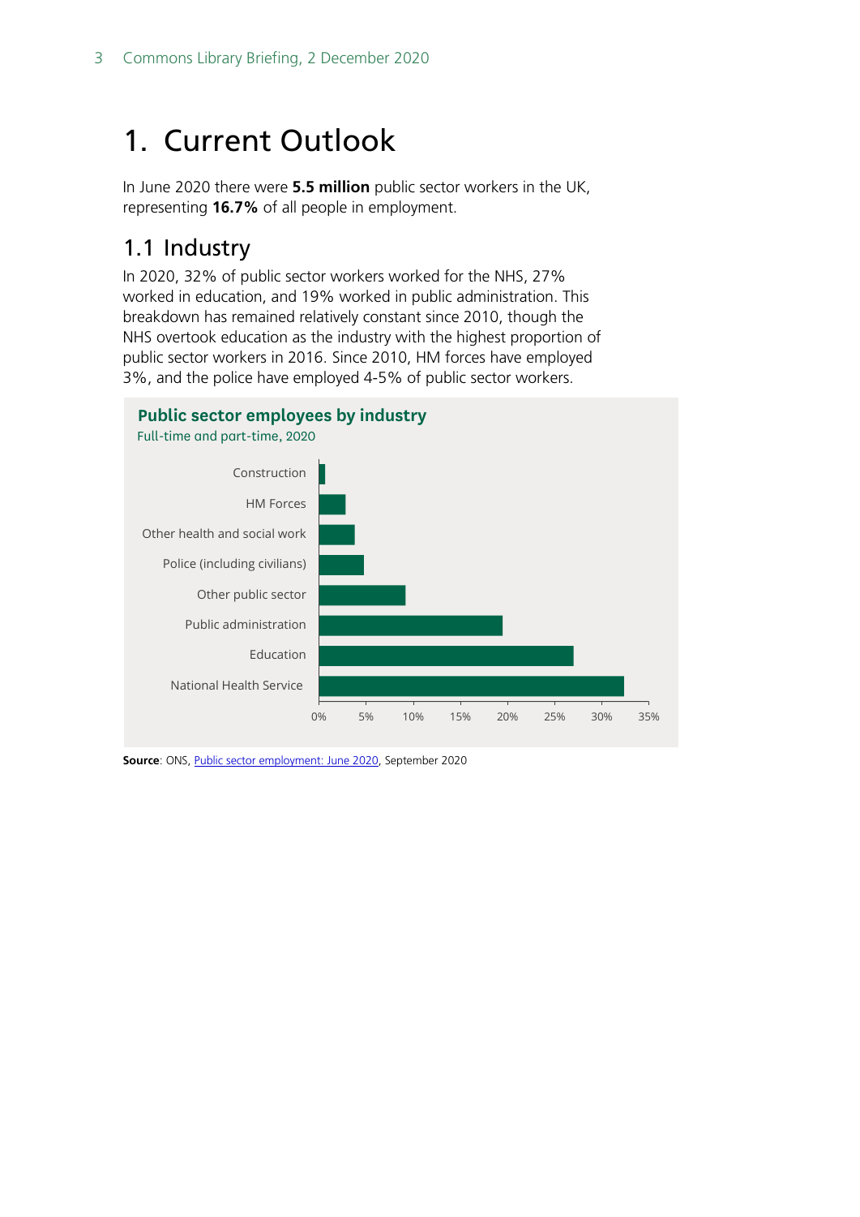# 1. Current Outlook

In June 2020 there were **5.5 million** public sector workers in the UK, representing **16.7%** of all people in employment.

## 1.1 Industry

In 2020, 32% of public sector workers worked for the NHS, 27% worked in education, and 19% worked in public administration. This breakdown has remained relatively constant since 2010, though the NHS overtook education as the industry with the highest proportion of public sector workers in 2016. Since 2010, HM forces have employed 3%, and the police have employed 4-5% of public sector workers.

**Public sector employees by industry**

Full-time and part-time, 2020

Construction

HM Forces

Other health and social work

Police (including civilians)

Other public sector

Public administration

Education

National Health Service

0% 5% 10% 15% 20% 25% 30% 35%

**Source**: ONS, Public sector employment: June 2020, September 2020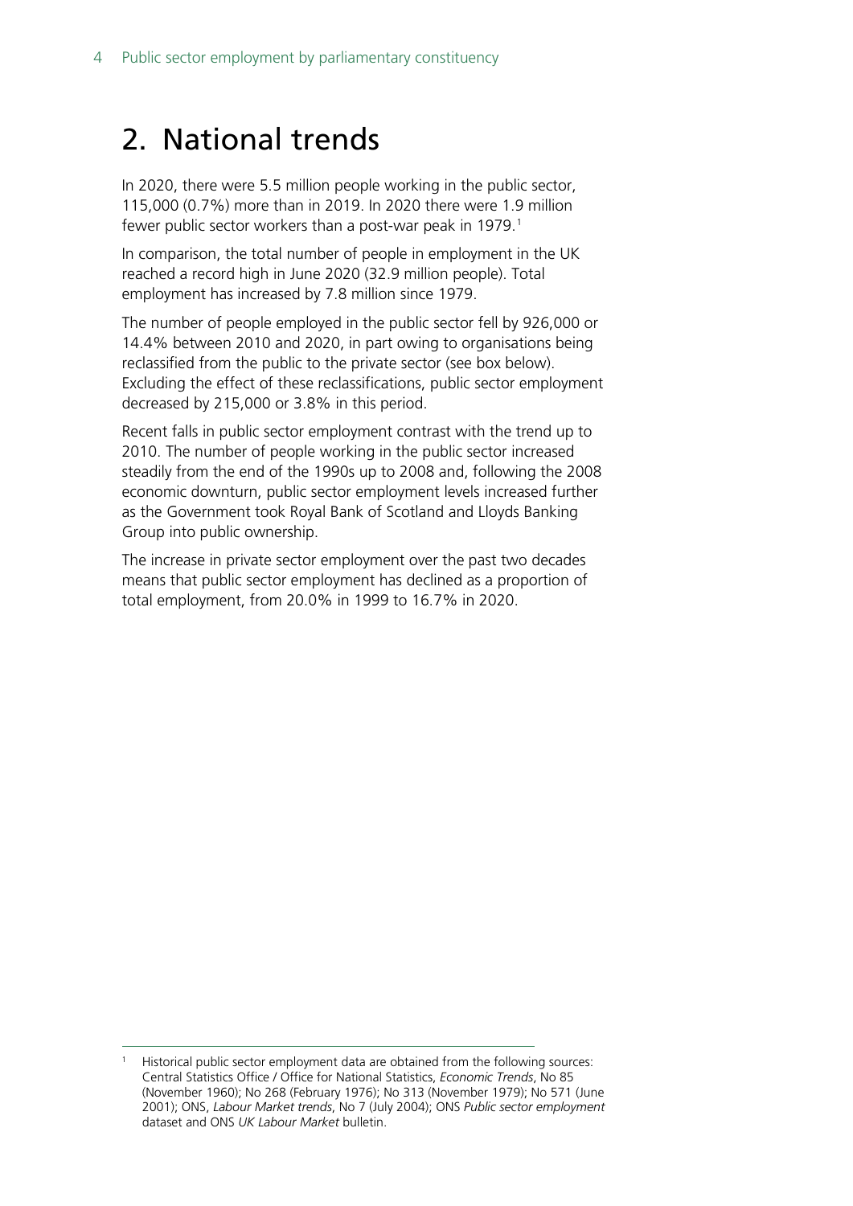# 2. National trends

In 2020, there were 5.5 million people working in the public sector, 115,000 (0.7%) more than in 2019. In 2020 there were 1.9 million fewer public sector workers than a post-war peak in 1979.[1]

In comparison, the total number of people in employment in the UK reached a record high in June 2020 (32.9 million people). Total employment has increased by 7.8 million since 1979.

The number of people employed in the public sector fell by 926,000 or 14.4% between 2010 and 2020, in part owing to organisations being reclassified from the public to the private sector (see box below). Excluding the effect of these reclassifications, public sector employment decreased by 215,000 or 3.8% in this period.

Recent falls in public sector employment contrast with the trend up to 2010. The number of people working in the public sector increased steadily from the end of the 1990s up to 2008 and, following the 2008 economic downturn, public sector employment levels increased further as the Government took Royal Bank of Scotland and Lloyds Banking Group into public ownership.

The increase in private sector employment over the past two decades means that public sector employment has declined as a proportion of total employment, from 20.0% in 1999 to 16.7% in 2020.

---

[1] Historical public sector employment data are obtained from the following sources: Central Statistics Office / Office for National Statistics, *Economic Trends*, No 85 (November 1960); No 268 (February 1976); No 313 (November 1979); No 571 (June 2001); ONS, *Labour Market trends*, No 7 (July 2004); ONS *Public sector employment* dataset and ONS *UK Labour Market* bulletin.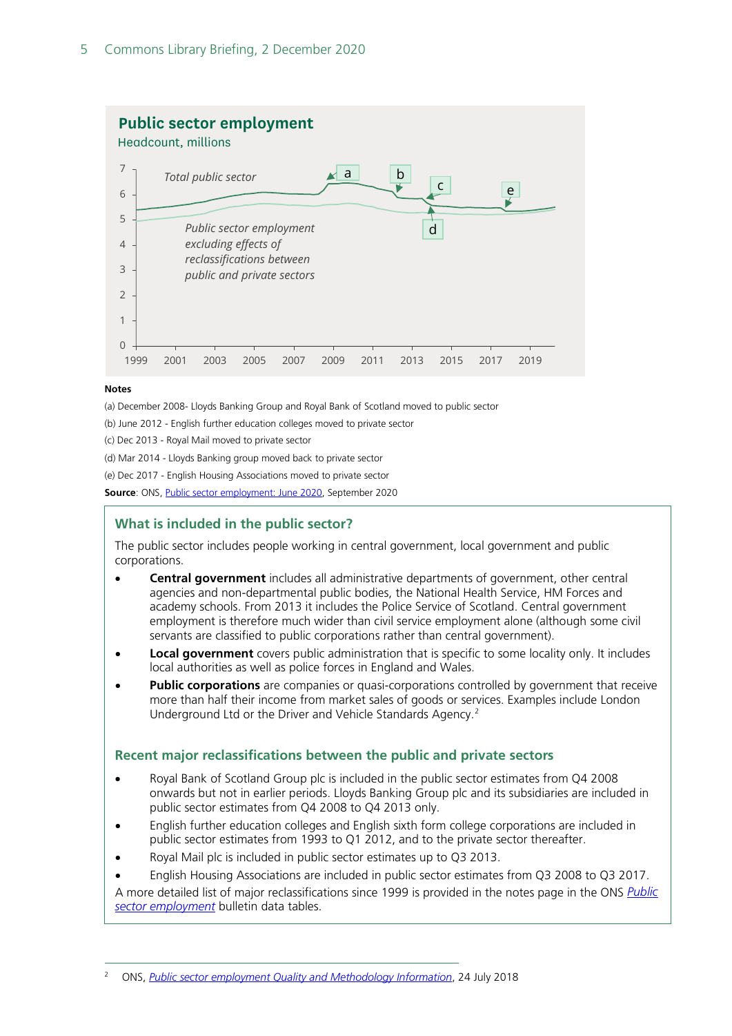## Public sector employment

Headcount, millions

Total public sector

Public sector employment excluding effects of reclassifications between public and private sectors

**Notes**

(a) December 2008- Lloyds Banking Group and Royal Bank of Scotland moved to public sector

(b) June 2012 - English further education colleges moved to private sector

(c) Dec 2013 - Royal Mail moved to private sector

(d) Mar 2014 - Lloyds Banking group moved back to private sector

(e) Dec 2017 - English Housing Associations moved to private sector

**Source**: ONS, Public sector employment: June 2020, September 2020

### What is included in the public sector?

The public sector includes people working in central government, local government and public corporations.

- **Central government** includes all administrative departments of government, other central agencies and non-departmental public bodies, the National Health Service, HM Forces and academy schools. From 2013 it includes the Police Service of Scotland. Central government employment is therefore much wider than civil service employment alone (although some civil servants are classified to public corporations rather than central government).
- **Local government** covers public administration that is specific to some locality only. It includes local authorities as well as police forces in England and Wales.
- **Public corporations** are companies or quasi-corporations controlled by government that receive more than half their income from market sales of goods or services. Examples include London Underground Ltd or the Driver and Vehicle Standards Agency.[2]

### Recent major reclassifications between the public and private sectors

- Royal Bank of Scotland Group plc is included in the public sector estimates from Q4 2008 onwards but not in earlier periods. Lloyds Banking Group plc and its subsidiaries are included in public sector estimates from Q4 2008 to Q4 2013 only.
- English further education colleges and English sixth form college corporations are included in public sector estimates from 1993 to Q1 2012, and to the private sector thereafter.
- Royal Mail plc is included in public sector estimates up to Q3 2013.
- English Housing Associations are included in public sector estimates from Q3 2008 to Q3 2017.

A more detailed list of major reclassifications since 1999 is provided in the notes page in the ONS *Public sector employment* bulletin data tables.

---

[2] ONS, *Public sector employment Quality and Methodology Information*, 24 July 2018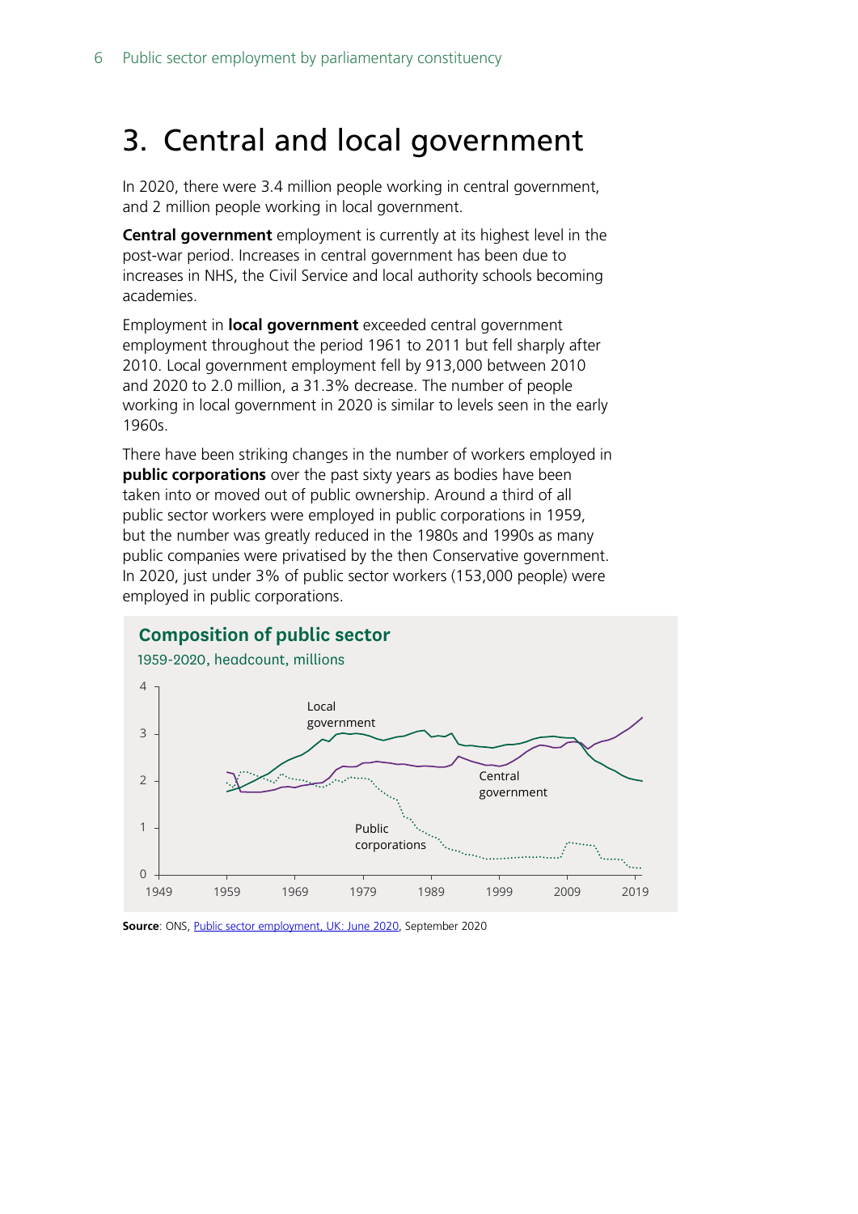# 3. Central and local government

In 2020, there were 3.4 million people working in central government, and 2 million people working in local government.

**Central government** employment is currently at its highest level in the post-war period. Increases in central government has been due to increases in NHS, the Civil Service and local authority schools becoming academies.

Employment in **local government** exceeded central government employment throughout the period 1961 to 2011 but fell sharply after 2010. Local government employment fell by 913,000 between 2010 and 2020 to 2.0 million, a 31.3% decrease. The number of people working in local government in 2020 is similar to levels seen in the early 1960s.

There have been striking changes in the number of workers employed in **public corporations** over the past sixty years as bodies have been taken into or moved out of public ownership. Around a third of all public sector workers were employed in public corporations in 1959, but the number was greatly reduced in the 1980s and 1990s as many public companies were privatised by the then Conservative government. In 2020, just under 3% of public sector workers (153,000 people) were employed in public corporations.

**Composition of public sector**

1959-2020, headcount, millions

**Source**: ONS, Public sector employment, UK: June 2020, September 2020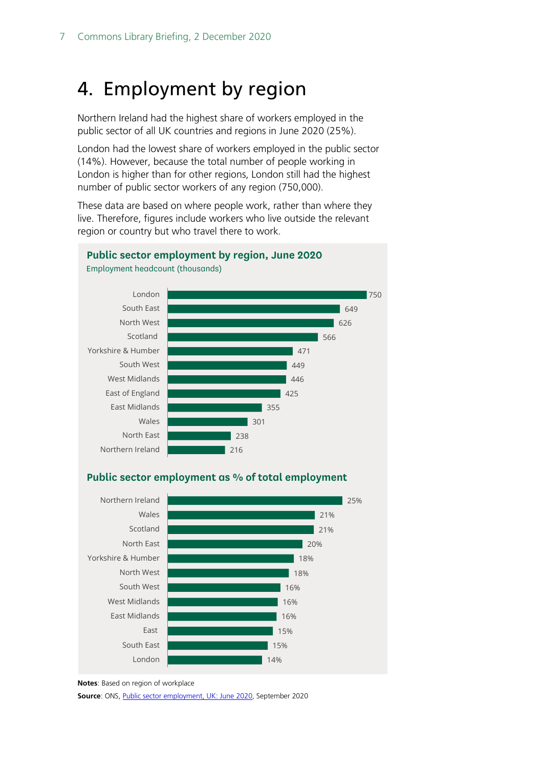# 4. Employment by region

Northern Ireland had the highest share of workers employed in the public sector of all UK countries and regions in June 2020 (25%).

London had the lowest share of workers employed in the public sector (14%). However, because the total number of people working in London is higher than for other regions, London still had the highest number of public sector workers of any region (750,000).

These data are based on where people work, rather than where they live. Therefore, figures include workers who live outside the relevant region or country but who travel there to work.

**Public sector employment by region, June 2020**

Employment headcount (thousands)

| Region | Headcount (thousands) |
|---|---|
| London | 750 |
| South East | 649 |
| North West | 626 |
| Scotland | 566 |
| Yorkshire & Humber | 471 |
| South West | 449 |
| West Midlands | 446 |
| East of England | 425 |
| East Midlands | 355 |
| Wales | 301 |
| North East | 238 |
| Northern Ireland | 216 |

**Public sector employment as % of total employment**

| Region | % |
|---|---|
| Northern Ireland | 25% |
| Wales | 21% |
| Scotland | 21% |
| North East | 20% |
| Yorkshire & Humber | 18% |
| North West | 18% |
| South West | 16% |
| West Midlands | 16% |
| East Midlands | 16% |
| East | 15% |
| South East | 15% |
| London | 14% |

**Notes**: Based on region of workplace

**Source**: ONS, Public sector employment, UK: June 2020, September 2020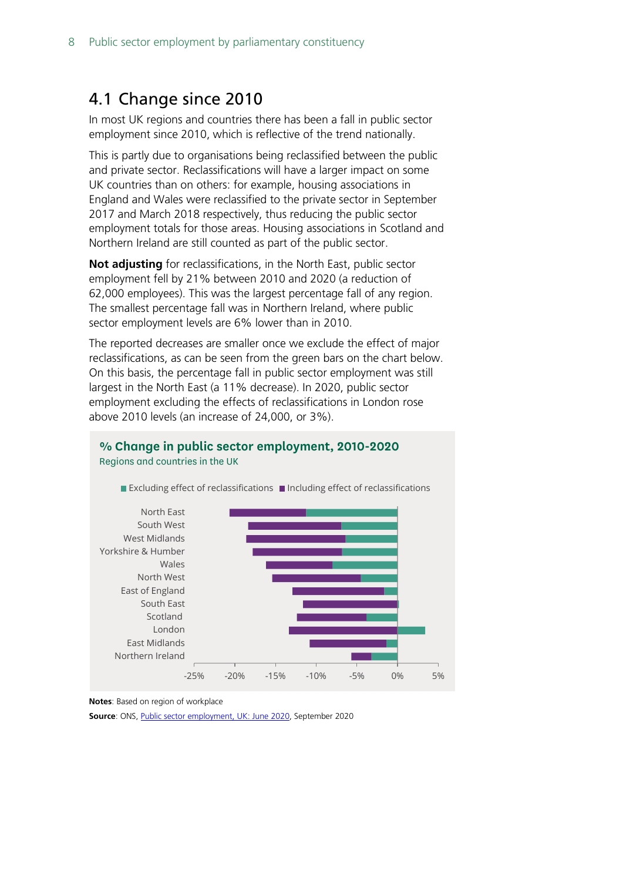## 4.1 Change since 2010

In most UK regions and countries there has been a fall in public sector employment since 2010, which is reflective of the trend nationally.

This is partly due to organisations being reclassified between the public and private sector. Reclassifications will have a larger impact on some UK countries than on others: for example, housing associations in England and Wales were reclassified to the private sector in September 2017 and March 2018 respectively, thus reducing the public sector employment totals for those areas. Housing associations in Scotland and Northern Ireland are still counted as part of the public sector.

**Not adjusting** for reclassifications, in the North East, public sector employment fell by 21% between 2010 and 2020 (a reduction of 62,000 employees). This was the largest percentage fall of any region. The smallest percentage fall was in Northern Ireland, where public sector employment levels are 6% lower than in 2010.

The reported decreases are smaller once we exclude the effect of major reclassifications, as can be seen from the green bars on the chart below. On this basis, the percentage fall in public sector employment was still largest in the North East (a 11% decrease). In 2020, public sector employment excluding the effects of reclassifications in London rose above 2010 levels (an increase of 24,000, or 3%).

**% Change in public sector employment, 2010-2020**

Regions and countries in the UK

Excluding effect of reclassifications | Including effect of reclassifications

North East, South West, West Midlands, Yorkshire & Humber, Wales, North West, East of England, South East, Scotland, London, East Midlands, Northern Ireland

-25% -20% -15% -10% -5% 0% 5%

**Notes**: Based on region of workplace

**Source**: ONS, Public sector employment, UK: June 2020, September 2020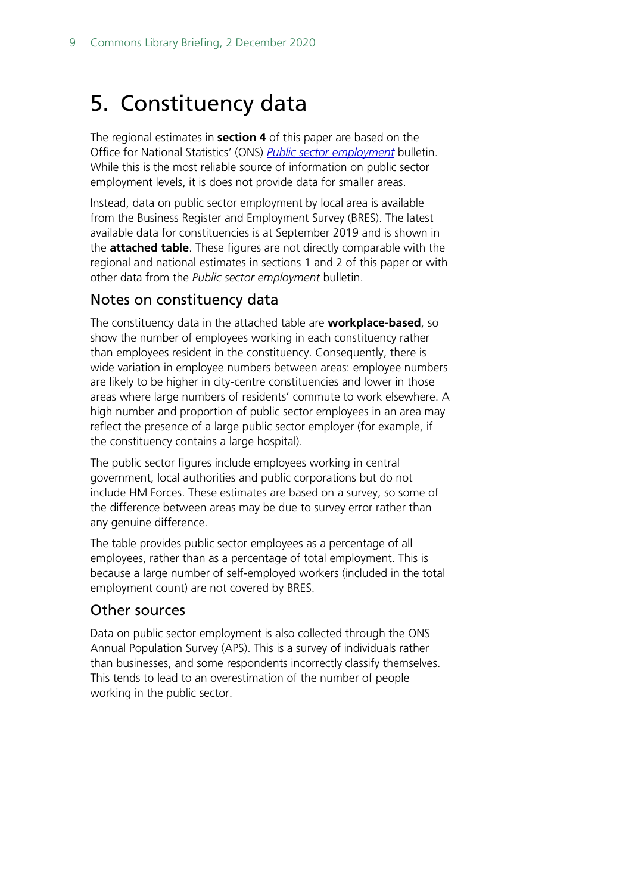# 5. Constituency data

The regional estimates in **section 4** of this paper are based on the Office for National Statistics' (ONS) *[Public sector employment](#)* bulletin. While this is the most reliable source of information on public sector employment levels, it is does not provide data for smaller areas.

Instead, data on public sector employment by local area is available from the Business Register and Employment Survey (BRES). The latest available data for constituencies is at September 2019 and is shown in the **attached table**. These figures are not directly comparable with the regional and national estimates in sections 1 and 2 of this paper or with other data from the *Public sector employment* bulletin.

## Notes on constituency data

The constituency data in the attached table are **workplace-based**, so show the number of employees working in each constituency rather than employees resident in the constituency. Consequently, there is wide variation in employee numbers between areas: employee numbers are likely to be higher in city-centre constituencies and lower in those areas where large numbers of residents' commute to work elsewhere. A high number and proportion of public sector employees in an area may reflect the presence of a large public sector employer (for example, if the constituency contains a large hospital).

The public sector figures include employees working in central government, local authorities and public corporations but do not include HM Forces. These estimates are based on a survey, so some of the difference between areas may be due to survey error rather than any genuine difference.

The table provides public sector employees as a percentage of all employees, rather than as a percentage of total employment. This is because a large number of self-employed workers (included in the total employment count) are not covered by BRES.

## Other sources

Data on public sector employment is also collected through the ONS Annual Population Survey (APS). This is a survey of individuals rather than businesses, and some respondents incorrectly classify themselves. This tends to lead to an overestimation of the number of people working in the public sector.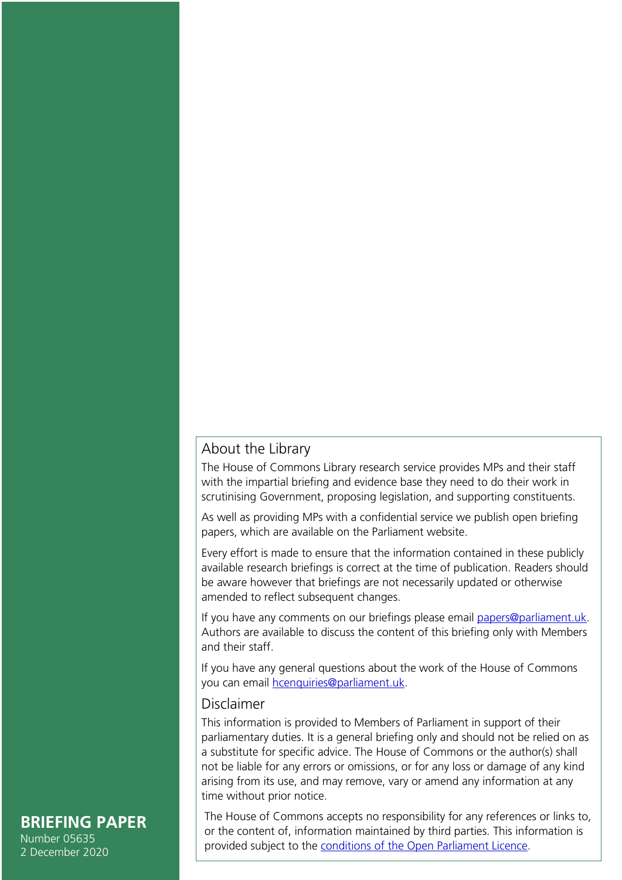## About the Library

The House of Commons Library research service provides MPs and their staff with the impartial briefing and evidence base they need to do their work in scrutinising Government, proposing legislation, and supporting constituents.

As well as providing MPs with a confidential service we publish open briefing papers, which are available on the Parliament website.

Every effort is made to ensure that the information contained in these publicly available research briefings is correct at the time of publication. Readers should be aware however that briefings are not necessarily updated or otherwise amended to reflect subsequent changes.

If you have any comments on our briefings please email papers@parliament.uk. Authors are available to discuss the content of this briefing only with Members and their staff.

If you have any general questions about the work of the House of Commons you can email hcenquiries@parliament.uk.

## Disclaimer

This information is provided to Members of Parliament in support of their parliamentary duties. It is a general briefing only and should not be relied on as a substitute for specific advice. The House of Commons or the author(s) shall not be liable for any errors or omissions, or for any loss or damage of any kind arising from its use, and may remove, vary or amend any information at any time without prior notice.

The House of Commons accepts no responsibility for any references or links to, or the content of, information maintained by third parties. This information is provided subject to the conditions of the Open Parliament Licence.

**BRIEFING PAPER**
Number 05635
2 December 2020